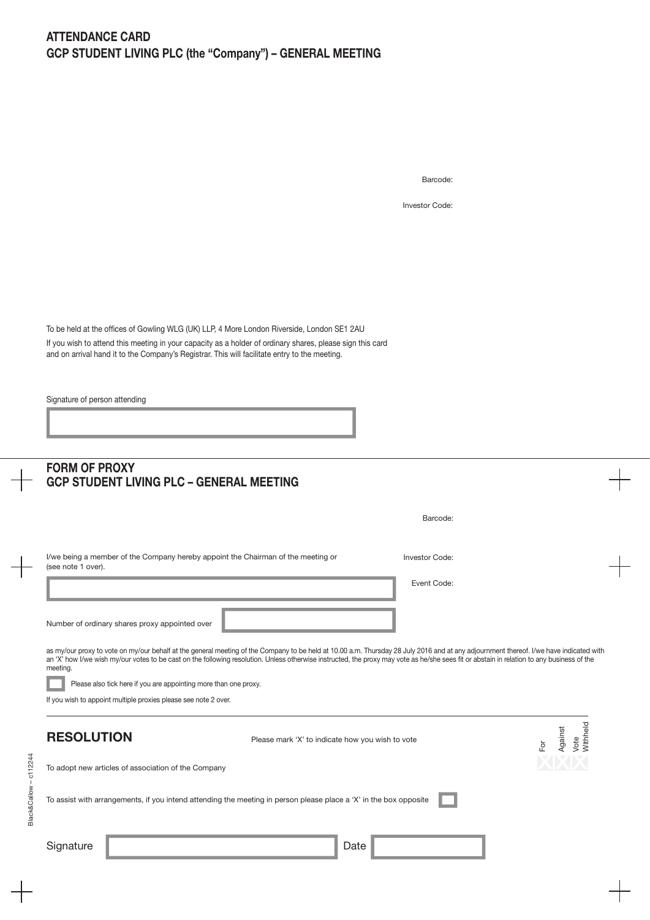## ATTENDANCE CARD
## GCP STUDENT LIVING PLC (the "Company") – GENERAL MEETING

Barcode:

Investor Code:

To be held at the offices of Gowling WLG (UK) LLP, 4 More London Riverside, London SE1 2AU

If you wish to attend this meeting in your capacity as a holder of ordinary shares, please sign this card and on arrival hand it to the Company's Registrar. This will facilitate entry to the meeting.

Signature of person attending

## FORM OF PROXY
## GCP STUDENT LIVING PLC – GENERAL MEETING

Barcode:

I/we being a member of the Company hereby appoint the Chairman of the meeting or (see note 1 over).

Investor Code:

Event Code:

Number of ordinary shares proxy appointed over

as my/our proxy to vote on my/our behalf at the general meeting of the Company to be held at 10.00 a.m. Thursday 28 July 2016 and at any adjournment thereof. I/we have indicated with an 'X' how I/we wish my/our votes to be cast on the following resolution. Unless otherwise instructed, the proxy may vote as he/she sees fit or abstain in relation to any business of the meeting.

☐ Please also tick here if you are appointing more than one proxy.

If you wish to appoint multiple proxies please see note 2 over.

## RESOLUTION

Please mark 'X' to indicate how you wish to vote

| Resolution | For | Against | Vote Withheld |
|---|---|---|---|
| To adopt new articles of association of the Company | | | |

To assist with arrangements, if you intend attending the meeting in person please place a 'X' in the box opposite ☐

Signature

Date

Black&Callow – c112244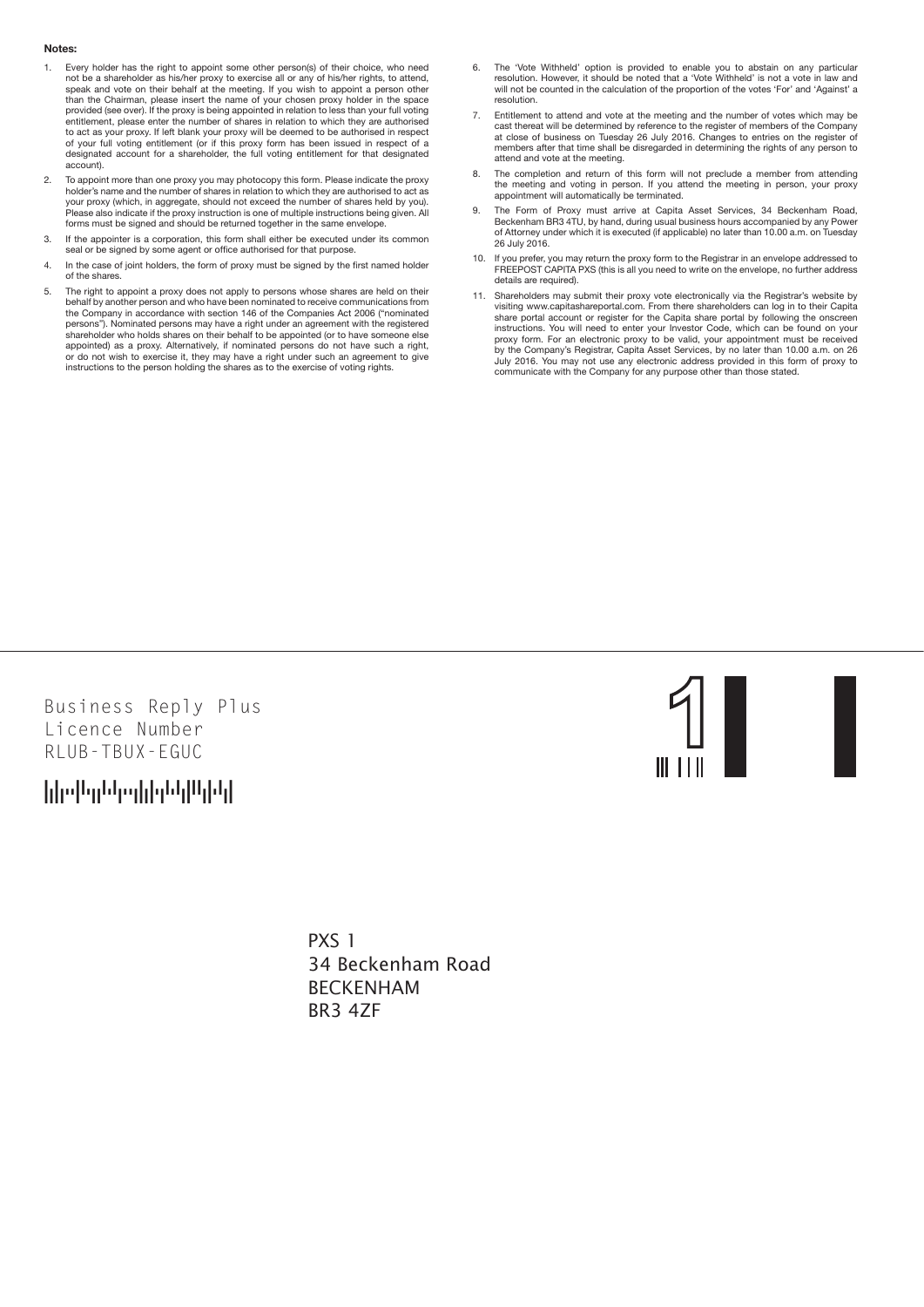**Notes:**

1. Every holder has the right to appoint some other person(s) of their choice, who need not be a shareholder as his/her proxy to exercise all or any of his/her rights, to attend, speak and vote on their behalf at the meeting. If you wish to appoint a person other than the Chairman, please insert the name of your chosen proxy holder in the space provided (see over). If the proxy is being appointed in relation to less than your full voting entitlement, please enter the number of shares in relation to which they are authorised to act as your proxy. If left blank your proxy will be deemed to be authorised in respect of your full voting entitlement (or if this proxy form has been issued in respect of a designated account for a shareholder, the full voting entitlement for that designated account).
2. To appoint more than one proxy you may photocopy this form. Please indicate the proxy holder's name and the number of shares in relation to which they are authorised to act as your proxy (which, in aggregate, should not exceed the number of shares held by you). Please also indicate if the proxy instruction is one of multiple instructions being given. All forms must be signed and should be returned together in the same envelope.
3. If the appointer is a corporation, this form shall either be executed under its common seal or be signed by some agent or office authorised for that purpose.
4. In the case of joint holders, the form of proxy must be signed by the first named holder of the shares.
5. The right to appoint a proxy does not apply to persons whose shares are held on their behalf by another person and who have been nominated to receive communications from the Company in accordance with section 146 of the Companies Act 2006 ("nominated persons"). Nominated persons may have a right under an agreement with the registered shareholder who holds shares on their behalf to be appointed (or to have someone else appointed) as a proxy. Alternatively, if nominated persons do not have such a right, or do not wish to exercise it, they may have a right under such an agreement to give instructions to the person holding the shares as to the exercise of voting rights.
6. The 'Vote Withheld' option is provided to enable you to abstain on any particular resolution. However, it should be noted that a 'Vote Withheld' is not a vote in law and will not be counted in the calculation of the proportion of the votes 'For' and 'Against' a resolution.
7. Entitlement to attend and vote at the meeting and the number of votes which may be cast thereat will be determined by reference to the register of members of the Company at close of business on Tuesday 26 July 2016. Changes to entries on the register of members after that time shall be disregarded in determining the rights of any person to attend and vote at the meeting.
8. The completion and return of this form will not preclude a member from attending the meeting and voting in person. If you attend the meeting in person, your proxy appointment will automatically be terminated.
9. The Form of Proxy must arrive at Capita Asset Services, 34 Beckenham Road, Beckenham BR3 4TU, by hand, during usual business hours accompanied by any Power of Attorney under which it is executed (if applicable) no later than 10.00 a.m. on Tuesday 26 July 2016.
10. If you prefer, you may return the proxy form to the Registrar in an envelope addressed to FREEPOST CAPITA PXS (this is all you need to write on the envelope, no further address details are required).
11. Shareholders may submit their proxy vote electronically via the Registrar's website by visiting www.capitashareportal.com. From there shareholders can log in to their Capita share portal account or register for the Capita share portal by following the onscreen instructions. You will need to enter your Investor Code, which can be found on your proxy form. For an electronic proxy to be valid, your appointment must be received by the Company's Registrar, Capita Asset Services, by no later than 10.00 a.m. on 26 July 2016. You may not use any electronic address provided in this form of proxy to communicate with the Company for any purpose other than those stated.

Business Reply Plus
Licence Number
RLUB-TBUX-EGUC

1

PXS 1
34 Beckenham Road
BECKENHAM
BR3 4ZF